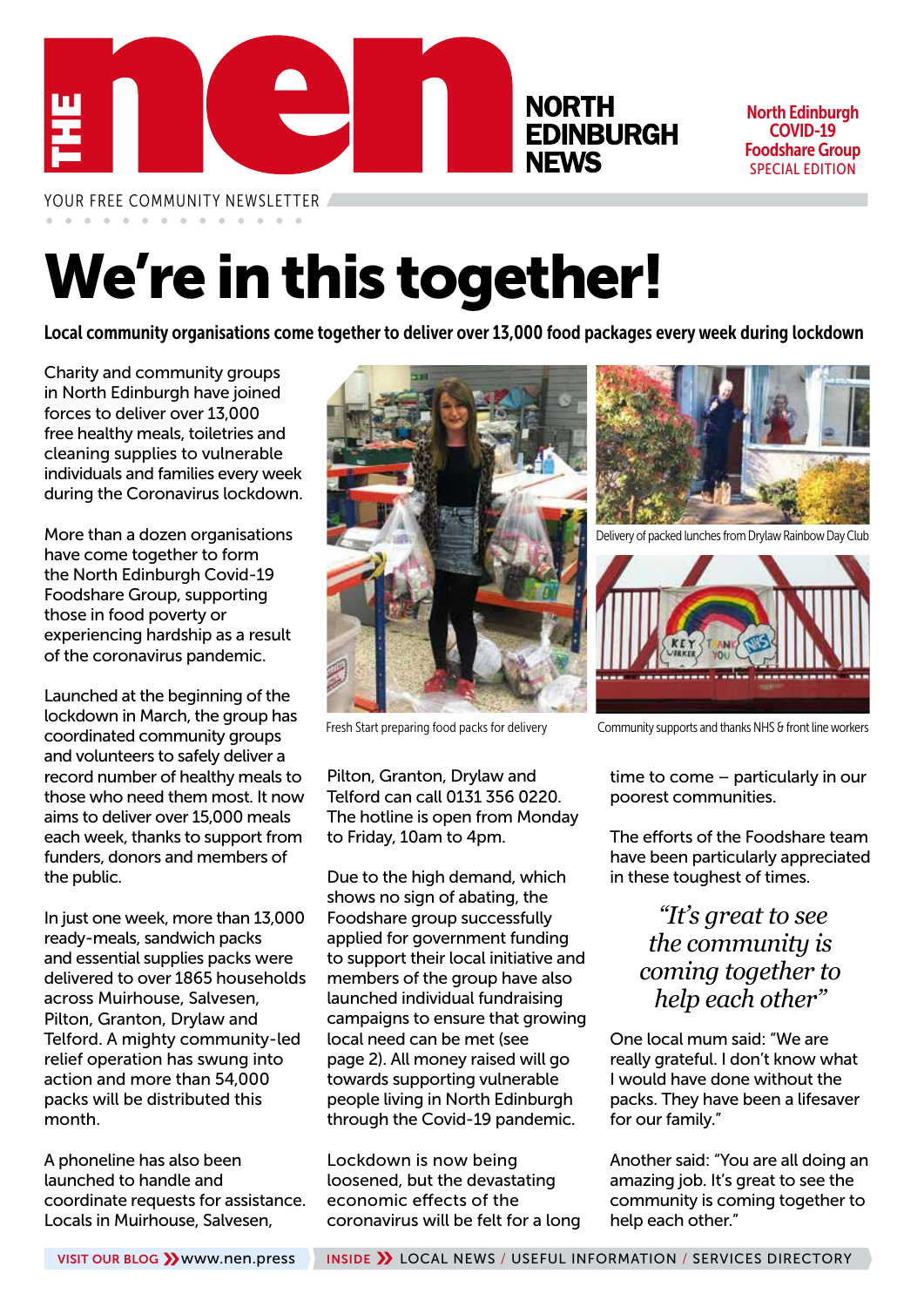THE nen NORTH EDINBURGH NEWS

North Edinburgh COVID-19 Foodshare Group SPECIAL EDITION

YOUR FREE COMMUNITY NEWSLETTER

# We're in this together!

**Local community organisations come together to deliver over 13,000 food packages every week during lockdown**

Charity and community groups in North Edinburgh have joined forces to deliver over 13,000 free healthy meals, toiletries and cleaning supplies to vulnerable individuals and families every week during the Coronavirus lockdown.

More than a dozen organisations have come together to form the North Edinburgh Covid-19 Foodshare Group, supporting those in food poverty or experiencing hardship as a result of the coronavirus pandemic.

Launched at the beginning of the lockdown in March, the group has coordinated community groups and volunteers to safely deliver a record number of healthy meals to those who need them most. It now aims to deliver over 15,000 meals each week, thanks to support from funders, donors and members of the public.

In just one week, more than 13,000 ready-meals, sandwich packs and essential supplies packs were delivered to over 1865 households across Muirhouse, Salvesen, Pilton, Granton, Drylaw and Telford. A mighty community-led relief operation has swung into action and more than 54,000 packs will be distributed this month.

A phoneline has also been launched to handle and coordinate requests for assistance. Locals in Muirhouse, Salvesen, Pilton, Granton, Drylaw and Telford can call 0131 356 0220. The hotline is open from Monday to Friday, 10am to 4pm.

Fresh Start preparing food packs for delivery

Delivery of packed lunches from Drylaw Rainbow Day Club

Community supports and thanks NHS & front line workers

Due to the high demand, which shows no sign of abating, the Foodshare group successfully applied for government funding to support their local initiative and members of the group have also launched individual fundraising campaigns to ensure that growing local need can be met (see page 2). All money raised will go towards supporting vulnerable people living in North Edinburgh through the Covid-19 pandemic.

Lockdown is now being loosened, but the devastating economic effects of the coronavirus will be felt for a long time to come – particularly in our poorest communities.

The efforts of the Foodshare team have been particularly appreciated in these toughest of times.

> *"It's great to see the community is coming together to help each other"*

One local mum said: "We are really grateful. I don't know what I would have done without the packs. They have been a lifesaver for our family."

Another said: "You are all doing an amazing job. It's great to see the community is coming together to help each other."

VISIT OUR BLOG » www.nen.press

INSIDE » LOCAL NEWS / USEFUL INFORMATION / SERVICES DIRECTORY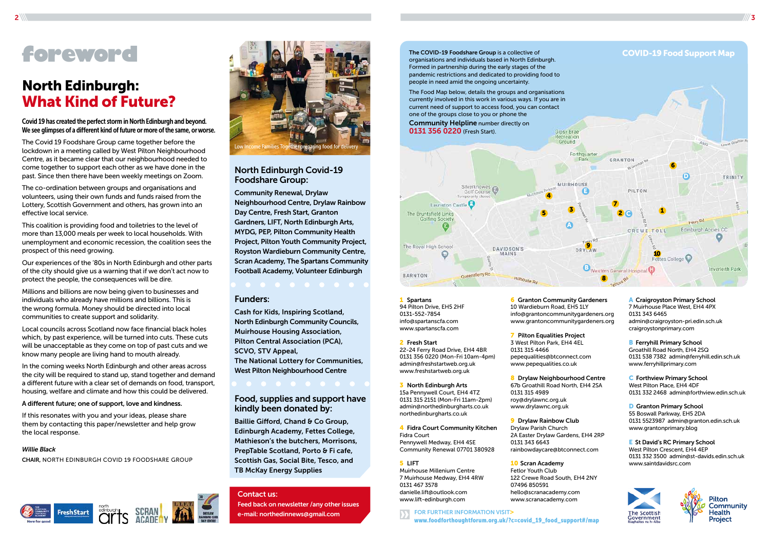# foreword

## North Edinburgh: What Kind of Future?

**Covid 19 has created the perfect storm in North Edinburgh and beyond. We see glimpses of a different kind of future or more of the same, or worse.**

The Covid 19 Foodshare Group came together before the lockdown in a meeting called by West Pilton Neighbourhood Centre, as it became clear that our neighbourhood needed to come together to support each other as we have done in the past. Since then there have been weekly meetings on Zoom.

The co-ordination between groups and organisations and volunteers, using their own funds and funds raised from the Lottery, Scottish Government and others, has grown into an effective local service.

This coalition is providing food and toiletries to the level of more than 13,000 meals per week to local households. With unemployment and economic recession, the coalition sees the prospect of this need growing.

Our experiences of the '80s in North Edinburgh and other parts of the city should give us a warning that if we don't act now to protect the people, the consequences will be dire.

Millions and billions are now being given to businesses and individuals who already have millions and billions. This is the wrong formula. Money should be directed into local communities to create support and solidarity.

Local councils across Scotland now face financial black holes which, by past experience, will be turned into cuts. These cuts will be unacceptable as they come on top of past cuts and we know many people are living hand to mouth already.

In the coming weeks North Edinburgh and other areas across the city will be required to stand up, stand together and demand a different future with a clear set of demands on food, transport, housing, welfare and climate and how this could be delivered.

**A different future; one of support, love and kindness.**

If this resonates with you and your ideas, please share them by contacting this paper/newsletter and help grow the local response.

*Willie Black*

CHAIR, NORTH EDINBURGH COVID 19 FOODSHARE GROUP

Low Income Families Together preparing food for delivery

### North Edinburgh Covid-19 Foodshare Group:

**Community Renewal, Drylaw Neighbourhood Centre, Drylaw Rainbow Day Centre, Fresh Start, Granton Gardeners, LIFT, North Edinburgh Arts, MYDG, PEP, Pilton Community Health Project, Pilton Youth Community Project, Royston Wardieburn Community Centre, Scran Academy, The Spartans Community Football Academy, Volunteer Edinburgh**

### Funders:

**Cash for Kids, Inspiring Scotland, North Edinburgh Community Councils, Muirhouse Housing Association, Pilton Central Association (PCA), SCVO, STV Appeal, The National Lottery for Communities, West Pilton Neighbourhood Centre**

### Food, supplies and support have kindly been donated by:

**Baillie Gifford, Chand & Co Group, Edinburgh Academy, Fettes College, Mathieson's the butchers, Morrisons, PrepTable Scotland, Porto & Fi cafe, Scottish Gas, Social Bite, Tesco, and TB McKay Energy Supplies**

**Contact us:**

**Feed back on newsletter /any other issues e-mail: northedinnews@gmail.com**

## COVID-19 Food Support Map

**The COVID-19 Foodshare Group** is a collective of organisations and individuals based in North Edinburgh. Formed in partnership during the early stages of the pandemic restrictions and dedicated to providing food to people in need amid the ongoing uncertainty.

The Food Map below, details the groups and organisations currently involved in this work in various ways. If you are in current need of support to access food, you can contact one of the groups close to you or phone the **Community Helpline** number directly on **0131 356 0220** (Fresh Start).

**1 Spartans**
94 Pilton Drive, EH5 2HF
0131-552-7854
info@spartanscfa.com
www.spartanscfa.com

**2 Fresh Start**
22-24 Ferry Road Drive, EH4 4BR
0131 356 0220 (Mon-Fri 10am-4pm)
admin@freshstartweb.org.uk
www.freshstartweb.org.uk

**3 North Edinburgh Arts**
15a Pennywell Court, EH4 4TZ
0131 315 2151 (Mon-Fri 11am-2pm)
admin@northedinburgharts.co.uk
northedinburgharts.co.uk

**4 Fidra Court Community Kitchen**
Fidra Court
Pennywell Medway, EH4 4SE
Community Renewal 07701 380928

**5 LIFT**
Muirhouse Millenium Centre
7 Muirhouse Medway, EH4 4RW
0131 467 3578
danielle.lift@outlook.com
www.lift-edinburgh.com

**6 Granton Community Gardeners**
10 Wardieburn Road, EH5 1LY
info@grantoncommunitygardeners.org
www.grantoncommunitygardeners.org

**7 Pilton Equalities Project**
3 West Pilton Park, EH4 4EL
0131 315 4466
pepequalities@btconnect.com
www.pepequalities.co.uk

**8 Drylaw Neighbourhood Centre**
67b Groathill Road North, EH4 2SA
0131 315 4989
roy@drylawnc.org.uk
www.drylawnc.org.uk

**9 Drylaw Rainbow Club**
Drylaw Parish Church
2A Easter Drylaw Gardens, EH4 2RP
0131 343 6643
rainbowdaycare@btconnect.com

**10 Scran Academy**
Fetlor Youth Club
122 Crewe Road South, EH4 2NY
07496 850591
hello@scranacademy.com
www.scranacademy.com

**A Craigroyston Primary School**
7 Muirhouse Place West, EH4 4PX
0131 343 6465
admin@craigroyston-pri.edin.sch.uk
craigroystonprimary.com

**B Ferryhill Primary School**
Groathill Road North, EH4 2SQ
0131 538 7382 admin@ferryhill.edin.sch.uk
www.ferryhillprimary.com

**C Forthview Primary School**
West Pilton Place, EH4 4DF
0131 332 2468 admin@forthview.edin.sch.uk

**D Granton Primary School**
55 Boswall Parkway, EH5 2DA
0131 5523987 admin@granton.edin.sch.uk
www.grantonprimary.blog

**E St David's RC Primary School**
West Pilton Crescent, EH4 4EP
0131 332 3500 admin@st-davids.edin.sch.uk
www.saintdavidsrc.com

FOR FURTHER INFORMATION VISIT>
www.foodforthoughtforum.org.uk/?c=covid_19_food_support#/map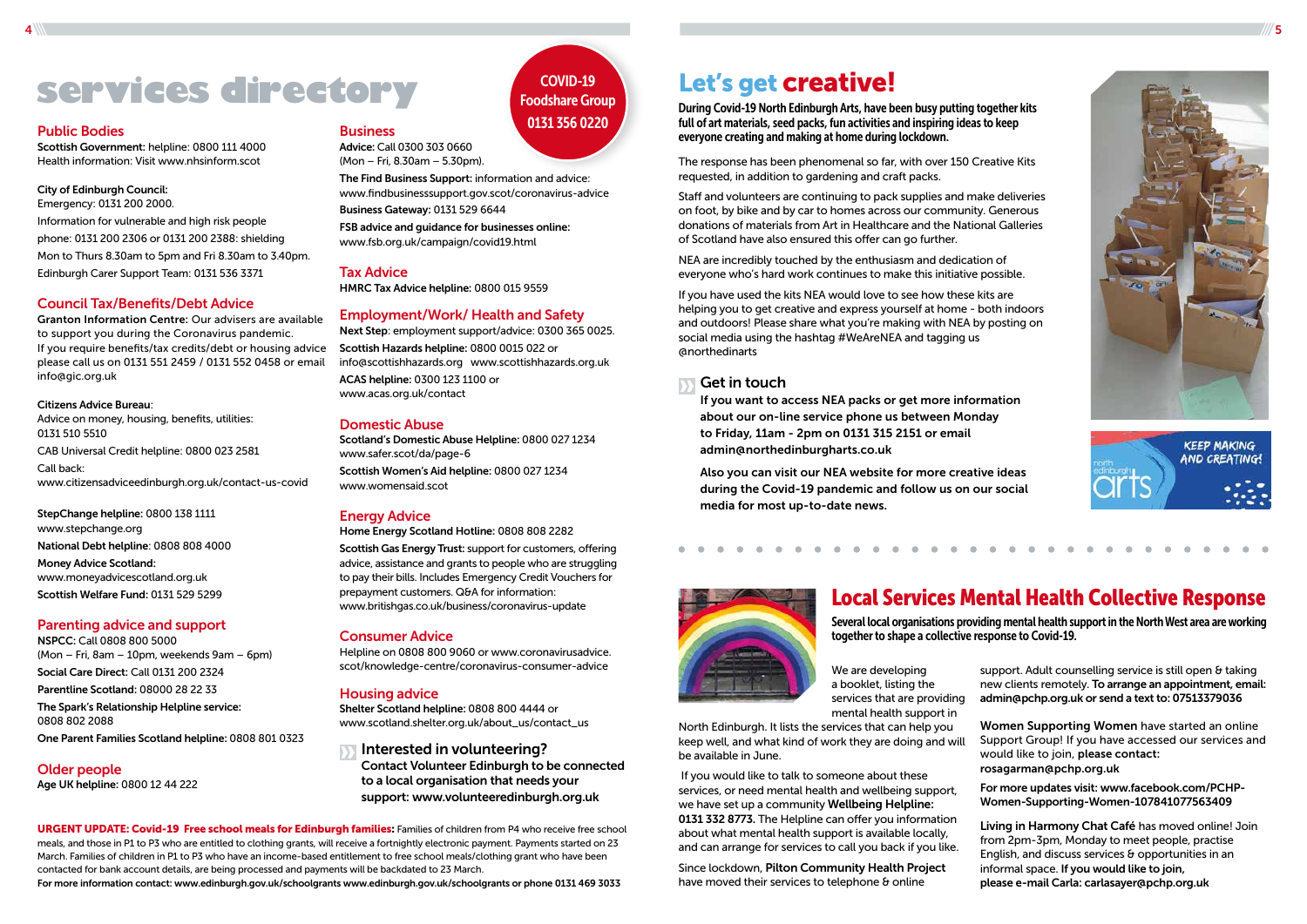# services directory

**COVID-19 Foodshare Group 0131 356 0220**

## Public Bodies

**Scottish Government:** helpline: 0800 111 4000
Health information: Visit www.nhsinform.scot

**City of Edinburgh Council:**
Emergency: 0131 200 2000.
Information for vulnerable and high risk people
phone: 0131 200 2306 or 0131 200 2388: shielding
Mon to Thurs 8.30am to 5pm and Fri 8.30am to 3.40pm.
Edinburgh Carer Support Team: 0131 536 3371

## Council Tax/Benefits/Debt Advice

**Granton Information Centre:** Our advisers are available to support you during the Coronavirus pandemic. If you require benefits/tax credits/debt or housing advice please call us on 0131 551 2459 / 0131 552 0458 or email info@gic.org.uk

**Citizens Advice Bureau**:
Advice on money, housing, benefits, utilities:
0131 510 5510

CAB Universal Credit helpline: 0800 023 2581

Call back:
www.citizensadviceedinburgh.org.uk/contact-us-covid

**StepChange helpline:** 0800 138 1111
www.stepchange.org

**National Debt helpline:** 0808 808 4000

**Money Advice Scotland:**
www.moneyadvicescotland.org.uk

**Scottish Welfare Fund:** 0131 529 5299

## Parenting advice and support

**NSPCC:** Call 0808 800 5000
(Mon – Fri, 8am – 10pm, weekends 9am – 6pm)

**Social Care Direct:** Call 0131 200 2324

**Parentline Scotland:** 08000 28 22 33

**The Spark's Relationship Helpline service:**
0808 802 2088

**One Parent Families Scotland helpline:** 0808 801 0323

## Older people

**Age UK helpline:** 0800 12 44 222

## Business

**Advice:** Call 0300 303 0660
(Mon – Fri, 8.30am – 5.30pm).

**The Find Business Support:** information and advice:
www.findbusinesssupport.gov.scot/coronavirus-advice

**Business Gateway:** 0131 529 6644

**FSB advice and guidance for businesses online:**
www.fsb.org.uk/campaign/covid19.html

## Tax Advice

**HMRC Tax Advice helpline:** 0800 015 9559

## Employment/Work/ Health and Safety

**Next Step**: employment support/advice: 0300 365 0025.

**Scottish Hazards helpline:** 0800 0015 022 or
info@scottishhazards.org www.scottishhazards.org.uk

**ACAS helpline:** 0300 123 1100 or
www.acas.org.uk/contact

## Domestic Abuse

**Scotland's Domestic Abuse Helpline:** 0800 027 1234
www.safer.scot/da/page-6

**Scottish Women's Aid helpline:** 0800 027 1234
www.womensaid.scot

## Energy Advice

**Home Energy Scotland Hotline:** 0808 808 2282

**Scottish Gas Energy Trust:** support for customers, offering advice, assistance and grants to people who are struggling to pay their bills. Includes Emergency Credit Vouchers for prepayment customers. Q&A for information:
www.britishgas.co.uk/business/coronavirus-update

## Consumer Advice

Helpline on 0808 800 9060 or www.coronavirusadvice.scot/knowledge-centre/coronavirus-consumer-advice

## Housing advice

**Shelter Scotland helpline:** 0808 800 4444 or
www.scotland.shelter.org.uk/about_us/contact_us

### Interested in volunteering?

**Contact Volunteer Edinburgh to be connected to a local organisation that needs your support: www.volunteeredinburgh.org.uk**

**URGENT UPDATE: Covid-19 Free school meals for Edinburgh families:** Families of children from P4 who receive free school meals, and those in P1 to P3 who are entitled to clothing grants, will receive a fortnightly electronic payment. Payments started on 23 March. Families of children in P1 to P3 who have an income-based entitlement to free school meals/clothing grant who have been contacted for bank account details, are being processed and payments will be backdated to 23 March.

**For more information contact: www.edinburgh.gov.uk/schoolgrants www.edinburgh.gov.uk/schoolgrants or phone 0131 469 3033**

# Let's get creative!

**During Covid-19 North Edinburgh Arts, have been busy putting together kits full of art materials, seed packs, fun activities and inspiring ideas to keep everyone creating and making at home during lockdown.**

The response has been phenomenal so far, with over 150 Creative Kits requested, in addition to gardening and craft packs.

Staff and volunteers are continuing to pack supplies and make deliveries on foot, by bike and by car to homes across our community. Generous donations of materials from Art in Healthcare and the National Galleries of Scotland have also ensured this offer can go further.

NEA are incredibly touched by the enthusiasm and dedication of everyone who's hard work continues to make this initiative possible.

If you have used the kits NEA would love to see how these kits are helping you to get creative and express yourself at home - both indoors and outdoors! Please share what you're making with NEA by posting on social media using the hashtag #WeAreNEA and tagging us @northedinarts

### Get in touch

**If you want to access NEA packs or get more information about our on-line service phone us between Monday to Friday, 11am - 2pm on 0131 315 2151 or email admin@northedinburgharts.co.uk**

**Also you can visit our NEA website for more creative ideas during the Covid-19 pandemic and follow us on our social media for most up-to-date news.**

KEEP MAKING AND CREATING!

# Local Services Mental Health Collective Response

**Several local organisations providing mental health support in the North West area are working together to shape a collective response to Covid-19.**

We are developing a booklet, listing the services that are providing mental health support in North Edinburgh. It lists the services that can help you keep well, and what kind of work they are doing and will be available in June.

If you would like to talk to someone about these services, or need mental health and wellbeing support, we have set up a community **Wellbeing Helpline: 0131 332 8773.** The Helpline can offer you information about what mental health support is available locally, and can arrange for services to call you back if you like.

Since lockdown, **Pilton Community Health Project** have moved their services to telephone & online support. Adult counselling service is still open & taking new clients remotely. **To arrange an appointment, email: admin@pchp.org.uk or send a text to: 07513379036**

**Women Supporting Women** have started an online Support Group! If you have accessed our services and would like to join, **please contact: rosagarman@pchp.org.uk**

**For more updates visit: www.facebook.com/PCHP-Women-Supporting-Women-107841077563409**

**Living in Harmony Chat Café** has moved online! Join from 2pm-3pm, Monday to meet people, practise English, and discuss services & opportunities in an informal space. **If you would like to join, please e-mail Carla: carlasayer@pchp.org.uk**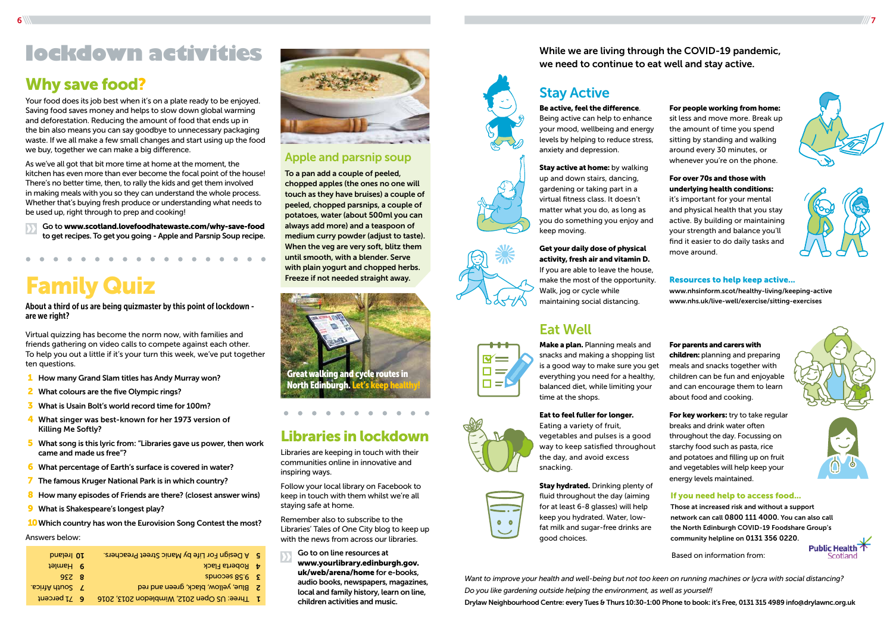# lockdown activities

## Why save food?

Your food does its job best when it's on a plate ready to be enjoyed. Saving food saves money and helps to slow down global warming and deforestation. Reducing the amount of food that ends up in the bin also means you can say goodbye to unnecessary packaging waste. If we all make a few small changes and start using up the food we buy, together we can make a big difference.

As we've all got that bit more time at home at the moment, the kitchen has every more than ever become the focal point of the house! There's no better time, then, to rally the kids and get them involved in making meals with you so they can understand the whole process. Whether that's buying fresh produce or understanding what needs to be used up, right through to prep and cooking!

Go to **www.scotland.lovefoodhatewaste.com/why-save-food** to get recipes. To get you going - Apple and Parsnip Soup recipe.

### Apple and parsnip soup

**To a pan add a couple of peeled, chopped apples (the ones no one will touch as they have bruises) a couple of peeled, chopped parsnips, a couple of potatoes, water (about 500ml you can always add more) and a teaspoon of medium curry powder (adjust to taste). When the veg are very soft, blitz them until smooth, with a blender. Serve with plain yogurt and chopped herbs. Freeze if not needed straight away.**

Great walking and cycle routes in North Edinburgh. Let's keep healthy!

## Family Quiz

**About a third of us are being quizmaster by this point of lockdown - are we right?**

Virtual quizzing has become the norm now, with families and friends gathering on video calls to compete against each other. To help you out a little if it's your turn this week, we've put together ten questions.

1. How many Grand Slam titles has Andy Murray won?
2. What colours are the five Olympic rings?
3. What is Usain Bolt's world record time for 100m?
4. What singer was best-known for her 1973 version of Killing Me Softly?
5. What song is this lyric from: "Libraries gave us power, then work came and made us free"?
6. What percentage of Earth's surface is covered in water?
7. The famous Kruger National Park is in which country?
8. How many episodes of Friends are there? (closest answer wins)
9. What is Shakespeare's longest play?
10. Which country has won the Eurovision Song Contest the most?

Answers below:

1. Three: US Open 2012, Wimbledon 2013, 2016
2. Blue, yellow, black, green and red
3. 9.58 seconds
4. Roberta Flack
5. A Design for Life by Manic Street Preachers.
6. 71 percent
7. South Africa.
8. 236
9. Hamlet
10. Ireland

## Libraries in lockdown

Libraries are keeping in touch with their communities online in innovative and inspiring ways.

Follow your local library on Facebook to keep in touch with them whilst we're all staying safe at home.

Remember also to subscribe to the Libraries' Tales of One City blog to keep up with the news from across our libraries.

Go to on line resources at **www.yourlibrary.edinburgh.gov.uk/web/arena/home** for e-books, audio books, newspapers, magazines, local and family history, learn on line, children activities and music.

**While we are living through the COVID-19 pandemic, we need to continue to eat well and stay active.**

## Stay Active

**Be active, feel the difference.** Being active can help to enhance your mood, wellbeing and energy levels by helping to reduce stress, anxiety and depression.

**Stay active at home:** by walking up and down stairs, dancing, gardening or taking part in a virtual fitness class. It doesn't matter what you do, as long as you do something you enjoy and keep moving.

**Get your daily dose of physical activity, fresh air and vitamin D.** If you are able to leave the house, make the most of the opportunity. Walk, jog or cycle while maintaining social distancing.

**For people working from home:** sit less and move more. Break up the amount of time you spend sitting by standing and walking around every 30 minutes, or whenever you're on the phone.

**For over 70s and those with underlying health conditions:** it's important for your mental and physical health that you stay active. By building or maintaining your strength and balance you'll find it easier to do daily tasks and move around.

### Resources to help keep active...

**www.nhsinform.scot/healthy-living/keeping-active**
**www.nhs.uk/live-well/exercise/sitting-exercises**

## Eat Well

**Make a plan.** Planning meals and snacks and making a shopping list is a good way to make sure you get everything you need for a healthy, balanced diet, while limiting your time at the shops.

**Eat to feel fuller for longer.** Eating a variety of fruit, vegetables and pulses is a good way to keep satisfied throughout the day, and avoid excess snacking.

**Stay hydrated.** Drinking plenty of fluid throughout the day (aiming for at least 6-8 glasses) will help keep you hydrated. Water, low-fat milk and sugar-free drinks are good choices.

**For parents and carers with children:** planning and preparing meals and snacks together with children can be fun and enjoyable and can encourage them to learn about food and cooking.

**For key workers:** try to take regular breaks and drink water often throughout the day. Focussing on starchy food such as pasta, rice and potatoes and filling up on fruit and vegetables will help keep your energy levels maintained.

### If you need help to access food...

**Those at increased risk and without a support network can call 0800 111 4000. You can also call the North Edinburgh COVID-19 Foodshare Group's community helpline on 0131 356 0220.**

Based on information from: Public Health Scotland

*Want to improve your health and well-being but not too keen on running machines or lycra with social distancing? Do you like gardening outside helping the environment, as well as yourself!*

**Drylaw Neighbourhood Centre: every Tues & Thurs 10:30-1:00 Phone to book: it's Free, 0131 315 4989 info@drylawnc.org.uk**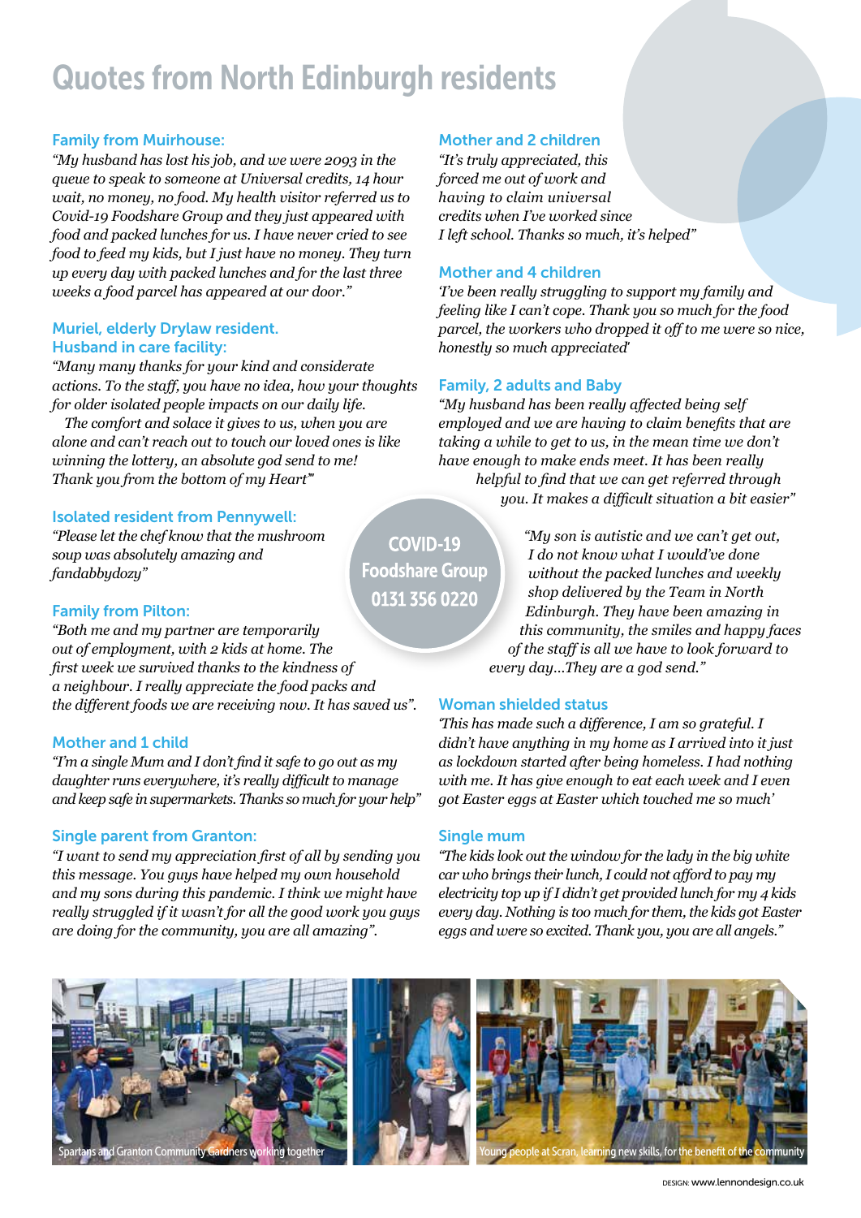# Quotes from North Edinburgh residents

### Family from Muirhouse:

*"My husband has lost his job, and we were 2093 in the queue to speak to someone at Universal credits, 14 hour wait, no money, no food. My health visitor referred us to Covid-19 Foodshare Group and they just appeared with food and packed lunches for us. I have never cried to see food to feed my kids, but I just have no money. They turn up every day with packed lunches and for the last three weeks a food parcel has appeared at our door."*

### Muriel, elderly Drylaw resident. Husband in care facility:

*"Many many thanks for your kind and considerate actions. To the staff, you have no idea, how your thoughts for older isolated people impacts on our daily life.*

*The comfort and solace it gives to us, when you are alone and can't reach out to touch our loved ones is like winning the lottery, an absolute god send to me! Thank you from the bottom of my Heart"'*

### Isolated resident from Pennywell:

*"Please let the chef know that the mushroom soup was absolutely amazing and fandabbydozy"*

### Family from Pilton:

*"Both me and my partner are temporarily out of employment, with 2 kids at home. The first week we survived thanks to the kindness of a neighbour. I really appreciate the food packs and the different foods we are receiving now. It has saved us".*

### Mother and 1 child

*"I'm a single Mum and I don't find it safe to go out as my daughter runs everywhere, it's really difficult to manage and keep safe in supermarkets. Thanks so much for your help"*

### Single parent from Granton:

*"I want to send my appreciation first of all by sending you this message. You guys have helped my own household and my sons during this pandemic. I think we might have really struggled if it wasn't for all the good work you guys are doing for the community, you are all amazing".*

### Mother and 2 children

*"It's truly appreciated, this forced me out of work and having to claim universal credits when I've worked since I left school. Thanks so much, it's helped"*

### Mother and 4 children

*'I've been really struggling to support my family and feeling like I can't cope. Thank you so much for the food parcel, the workers who dropped it off to me were so nice, honestly so much appreciated'*

### Family, 2 adults and Baby

*"My husband has been really affected being self employed and we are having to claim benefits that are taking a while to get to us, in the mean time we don't have enough to make ends meet. It has been really helpful to find that we can get referred through you. It makes a difficult situation a bit easier"*

*"My son is autistic and we can't get out, I do not know what I would've done without the packed lunches and weekly shop delivered by the Team in North Edinburgh. They have been amazing in this community, the smiles and happy faces of the staff is all we have to look forward to every day…They are a god send."*

**COVID-19 Foodshare Group 0131 356 0220**

### Woman shielded status

*'This has made such a difference, I am so grateful. I didn't have anything in my home as I arrived into it just as lockdown started after being homeless. I had nothing with me. It has give enough to eat each week and I even got Easter eggs at Easter which touched me so much'*

### Single mum

*"The kids look out the window for the lady in the big white car who brings their lunch, I could not afford to pay my electricity top up if I didn't get provided lunch for my 4 kids every day. Nothing is too much for them, the kids got Easter eggs and were so excited. Thank you, you are all angels."*

Spartans and Granton Community Gardners working together

Young people at Scran, learning new skills, for the benefit of the community

DESIGN: www.lennondesign.co.uk